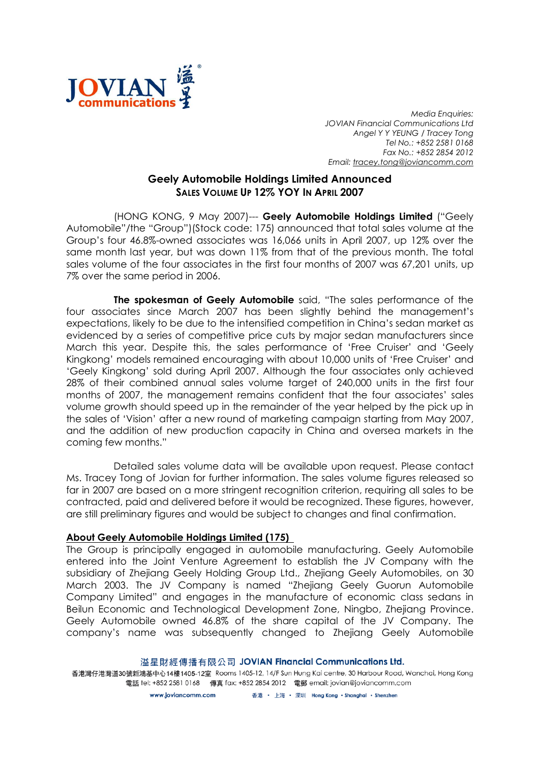*Media Enquiries:*
*JOVIAN Financial Communications Ltd*
*Angel Y Y YEUNG / Tracey Tong*
*Tel No.: +852 2581 0168*
*Fax No.: +852 2854 2012*
*Email: tracey.tong@joviancomm.com*

# Geely Automobile Holdings Limited Announced
## Sales Volume Up 12% YOY In April 2007

(HONG KONG, 9 May 2007)--- **Geely Automobile Holdings Limited** ("Geely Automobile"/the "Group")(Stock code: 175) announced that total sales volume at the Group's four 46.8%-owned associates was 16,066 units in April 2007, up 12% over the same month last year, but was down 11% from that of the previous month. The total sales volume of the four associates in the first four months of 2007 was 67,201 units, up 7% over the same period in 2006.

**The spokesman of Geely Automobile** said, "The sales performance of the four associates since March 2007 has been slightly behind the management's expectations, likely to be due to the intensified competition in China's sedan market as evidenced by a series of competitive price cuts by major sedan manufacturers since March this year. Despite this, the sales performance of 'Free Cruiser' and 'Geely Kingkong' models remained encouraging with about 10,000 units of 'Free Cruiser' and 'Geely Kingkong' sold during April 2007. Although the four associates only achieved 28% of their combined annual sales volume target of 240,000 units in the first four months of 2007, the management remains confident that the four associates' sales volume growth should speed up in the remainder of the year helped by the pick up in the sales of 'Vision' after a new round of marketing campaign starting from May 2007, and the addition of new production capacity in China and oversea markets in the coming few months."

Detailed sales volume data will be available upon request. Please contact Ms. Tracey Tong of Jovian for further information. The sales volume figures released so far in 2007 are based on a more stringent recognition criterion, requiring all sales to be contracted, paid and delivered before it would be recognized. These figures, however, are still preliminary figures and would be subject to changes and final confirmation.

**About Geely Automobile Holdings Limited (175)**

The Group is principally engaged in automobile manufacturing. Geely Automobile entered into the Joint Venture Agreement to establish the JV Company with the subsidiary of Zhejiang Geely Holding Group Ltd., Zhejiang Geely Automobiles, on 30 March 2003. The JV Company is named "Zhejiang Geely Guorun Automobile Company Limited" and engages in the manufacture of economic class sedans in Beilun Economic and Technological Development Zone, Ningbo, Zhejiang Province. Geely Automobile owned 46.8% of the share capital of the JV Company. The company's name was subsequently changed to Zhejiang Geely Automobile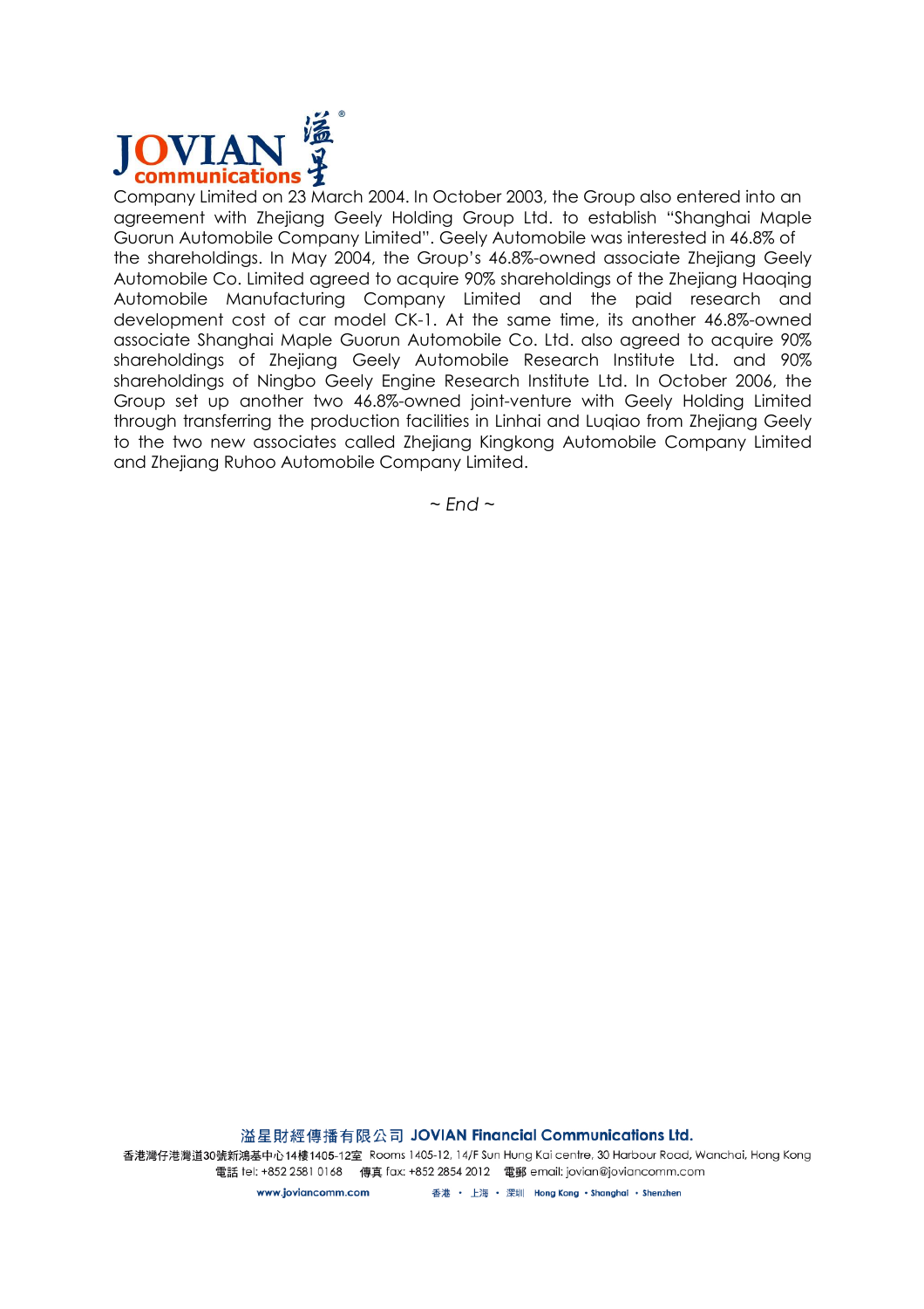Company Limited on 23 March 2004. In October 2003, the Group also entered into an agreement with Zhejiang Geely Holding Group Ltd. to establish "Shanghai Maple Guorun Automobile Company Limited". Geely Automobile was interested in 46.8% of the shareholdings. In May 2004, the Group's 46.8%-owned associate Zhejiang Geely Automobile Co. Limited agreed to acquire 90% shareholdings of the Zhejiang Haoqing Automobile Manufacturing Company Limited and the paid research and development cost of car model CK-1. At the same time, its another 46.8%-owned associate Shanghai Maple Guorun Automobile Co. Ltd. also agreed to acquire 90% shareholdings of Zhejiang Geely Automobile Research Institute Ltd. and 90% shareholdings of Ningbo Geely Engine Research Institute Ltd. In October 2006, the Group set up another two 46.8%-owned joint-venture with Geely Holding Limited through transferring the production facilities in Linhai and Luqiao from Zhejiang Geely to the two new associates called Zhejiang Kingkong Automobile Company Limited and Zhejiang Ruhoo Automobile Company Limited.

*~ End ~*